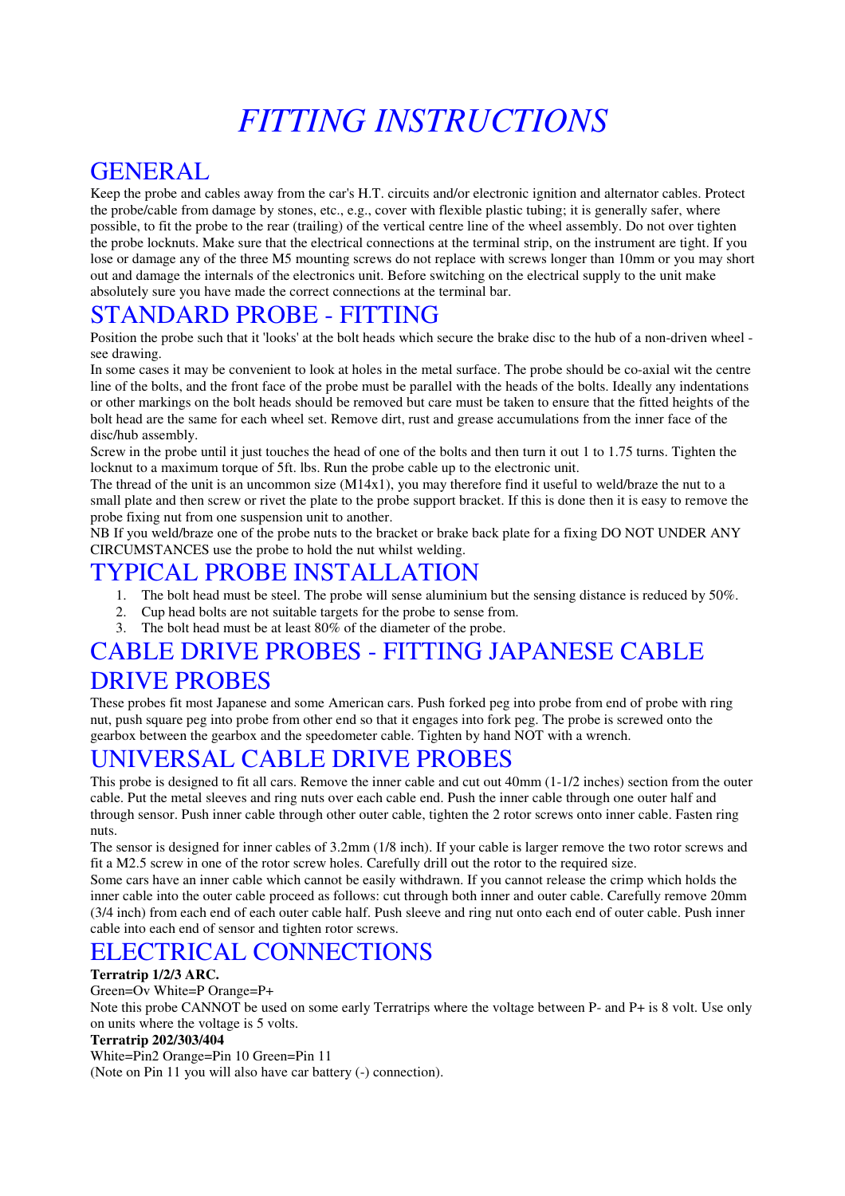# *FITTING INSTRUCTIONS*

## GENERAL

Keep the probe and cables away from the car's H.T. circuits and/or electronic ignition and alternator cables. Protect the probe/cable from damage by stones, etc., e.g., cover with flexible plastic tubing; it is generally safer, where possible, to fit the probe to the rear (trailing) of the vertical centre line of the wheel assembly. Do not over tighten the probe locknuts. Make sure that the electrical connections at the terminal strip, on the instrument are tight. If you lose or damage any of the three M5 mounting screws do not replace with screws longer than 10mm or you may short out and damage the internals of the electronics unit. Before switching on the electrical supply to the unit make absolutely sure you have made the correct connections at the terminal bar.

## STANDARD PROBE - FITTING

Position the probe such that it 'looks' at the bolt heads which secure the brake disc to the hub of a non-driven wheel - see drawing.

In some cases it may be convenient to look at holes in the metal surface. The probe should be co-axial wit the centre line of the bolts, and the front face of the probe must be parallel with the heads of the bolts. Ideally any indentations or other markings on the bolt heads should be removed but care must be taken to ensure that the fitted heights of the bolt head are the same for each wheel set. Remove dirt, rust and grease accumulations from the inner face of the disc/hub assembly.

Screw in the probe until it just touches the head of one of the bolts and then turn it out 1 to 1.75 turns. Tighten the locknut to a maximum torque of 5ft. lbs. Run the probe cable up to the electronic unit.

The thread of the unit is an uncommon size (M14x1), you may therefore find it useful to weld/braze the nut to a small plate and then screw or rivet the plate to the probe support bracket. If this is done then it is easy to remove the probe fixing nut from one suspension unit to another.

NB If you weld/braze one of the probe nuts to the bracket or brake back plate for a fixing DO NOT UNDER ANY CIRCUMSTANCES use the probe to hold the nut whilst welding.

## TYPICAL PROBE INSTALLATION

1. The bolt head must be steel. The probe will sense aluminium but the sensing distance is reduced by 50%.
2. Cup head bolts are not suitable targets for the probe to sense from.
3. The bolt head must be at least 80% of the diameter of the probe.

## CABLE DRIVE PROBES - FITTING JAPANESE CABLE DRIVE PROBES

These probes fit most Japanese and some American cars. Push forked peg into probe from end of probe with ring nut, push square peg into probe from other end so that it engages into fork peg. The probe is screwed onto the gearbox between the gearbox and the speedometer cable. Tighten by hand NOT with a wrench.

## UNIVERSAL CABLE DRIVE PROBES

This probe is designed to fit all cars. Remove the inner cable and cut out 40mm (1-1/2 inches) section from the outer cable. Put the metal sleeves and ring nuts over each cable end. Push the inner cable through one outer half and through sensor. Push inner cable through other outer cable, tighten the 2 rotor screws onto inner cable. Fasten ring nuts.

The sensor is designed for inner cables of 3.2mm (1/8 inch). If your cable is larger remove the two rotor screws and fit a M2.5 screw in one of the rotor screw holes. Carefully drill out the rotor to the required size.

Some cars have an inner cable which cannot be easily withdrawn. If you cannot release the crimp which holds the inner cable into the outer cable proceed as follows: cut through both inner and outer cable. Carefully remove 20mm (3/4 inch) from each end of each outer cable half. Push sleeve and ring nut onto each end of outer cable. Push inner cable into each end of sensor and tighten rotor screws.

## ELECTRICAL CONNECTIONS

**Terratrip 1/2/3 ARC.**

Green=Ov White=P Orange=P+

Note this probe CANNOT be used on some early Terratrips where the voltage between P- and P+ is 8 volt. Use only on units where the voltage is 5 volts.

**Terratrip 202/303/404**

White=Pin2 Orange=Pin 10 Green=Pin 11

(Note on Pin 11 you will also have car battery (-) connection).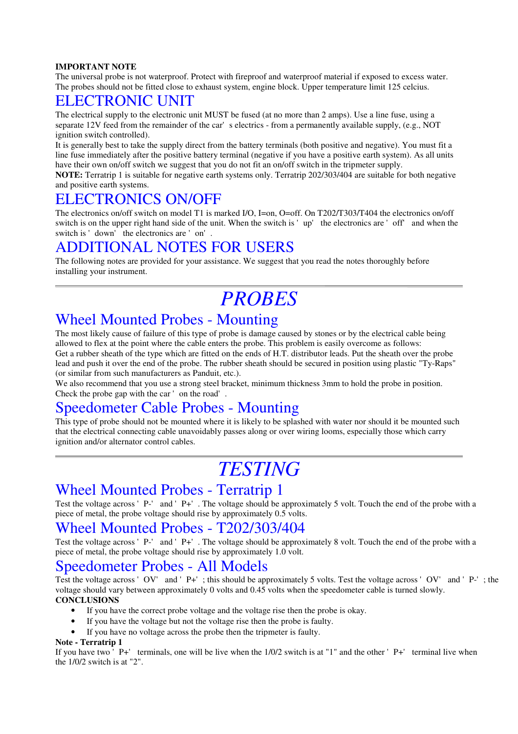**IMPORTANT NOTE**

The universal probe is not waterproof. Protect with fireproof and waterproof material if exposed to excess water. The probes should not be fitted close to exhaust system, engine block. Upper temperature limit 125 celcius.

## ELECTRONIC UNIT

The electrical supply to the electronic unit MUST be fused (at no more than 2 amps). Use a line fuse, using a separate 12V feed from the remainder of the car's electrics - from a permanently available supply, (e.g., NOT ignition switch controlled).

It is generally best to take the supply direct from the battery terminals (both positive and negative). You must fit a line fuse immediately after the positive battery terminal (negative if you have a positive earth system). As all units have their own on/off switch we suggest that you do not fit an on/off switch in the tripmeter supply.

**NOTE:** Terratrip 1 is suitable for negative earth systems only. Terratrip 202/303/404 are suitable for both negative and positive earth systems.

## ELECTRONICS ON/OFF

The electronics on/off switch on model T1 is marked I/O, I=on, O=off. On T202/T303/T404 the electronics on/off switch is on the upper right hand side of the unit. When the switch is 'up' the electronics are 'off' and when the switch is 'down' the electronics are 'on'.

## ADDITIONAL NOTES FOR USERS

The following notes are provided for your assistance. We suggest that you read the notes thoroughly before installing your instrument.

---

# *PROBES*

## Wheel Mounted Probes - Mounting

The most likely cause of failure of this type of probe is damage caused by stones or by the electrical cable being allowed to flex at the point where the cable enters the probe. This problem is easily overcome as follows:

Get a rubber sheath of the type which are fitted on the ends of H.T. distributor leads. Put the sheath over the probe lead and push it over the end of the probe. The rubber sheath should be secured in position using plastic "Ty-Raps" (or similar from such manufacturers as Panduit, etc.).

We also recommend that you use a strong steel bracket, minimum thickness 3mm to hold the probe in position.

Check the probe gap with the car 'on the road'.

## Speedometer Cable Probes - Mounting

This type of probe should not be mounted where it is likely to be splashed with water nor should it be mounted such that the electrical connecting cable unavoidably passes along or over wiring looms, especially those which carry ignition and/or alternator control cables.

---

# *TESTING*

## Wheel Mounted Probes - Terratrip 1

Test the voltage across 'P-' and 'P+'. The voltage should be approximately 5 volt. Touch the end of the probe with a piece of metal, the probe voltage should rise by approximately 0.5 volts.

## Wheel Mounted Probes - T202/303/404

Test the voltage across 'P-' and 'P+'. The voltage should be approximately 8 volt. Touch the end of the probe with a piece of metal, the probe voltage should rise by approximately 1.0 volt.

## Speedometer Probes - All Models

Test the voltage across 'OV' and 'P+'; this should be approximately 5 volts. Test the voltage across 'OV' and 'P-'; the voltage should vary between approximately 0 volts and 0.45 volts when the speedometer cable is turned slowly.

**CONCLUSIONS**

- If you have the correct probe voltage and the voltage rise then the probe is okay.
- If you have the voltage but not the voltage rise then the probe is faulty.
- If you have no voltage across the probe then the tripmeter is faulty.

**Note - Terratrip 1**

If you have two 'P+' terminals, one will be live when the 1/0/2 switch is at "1" and the other 'P+' terminal live when the 1/0/2 switch is at "2".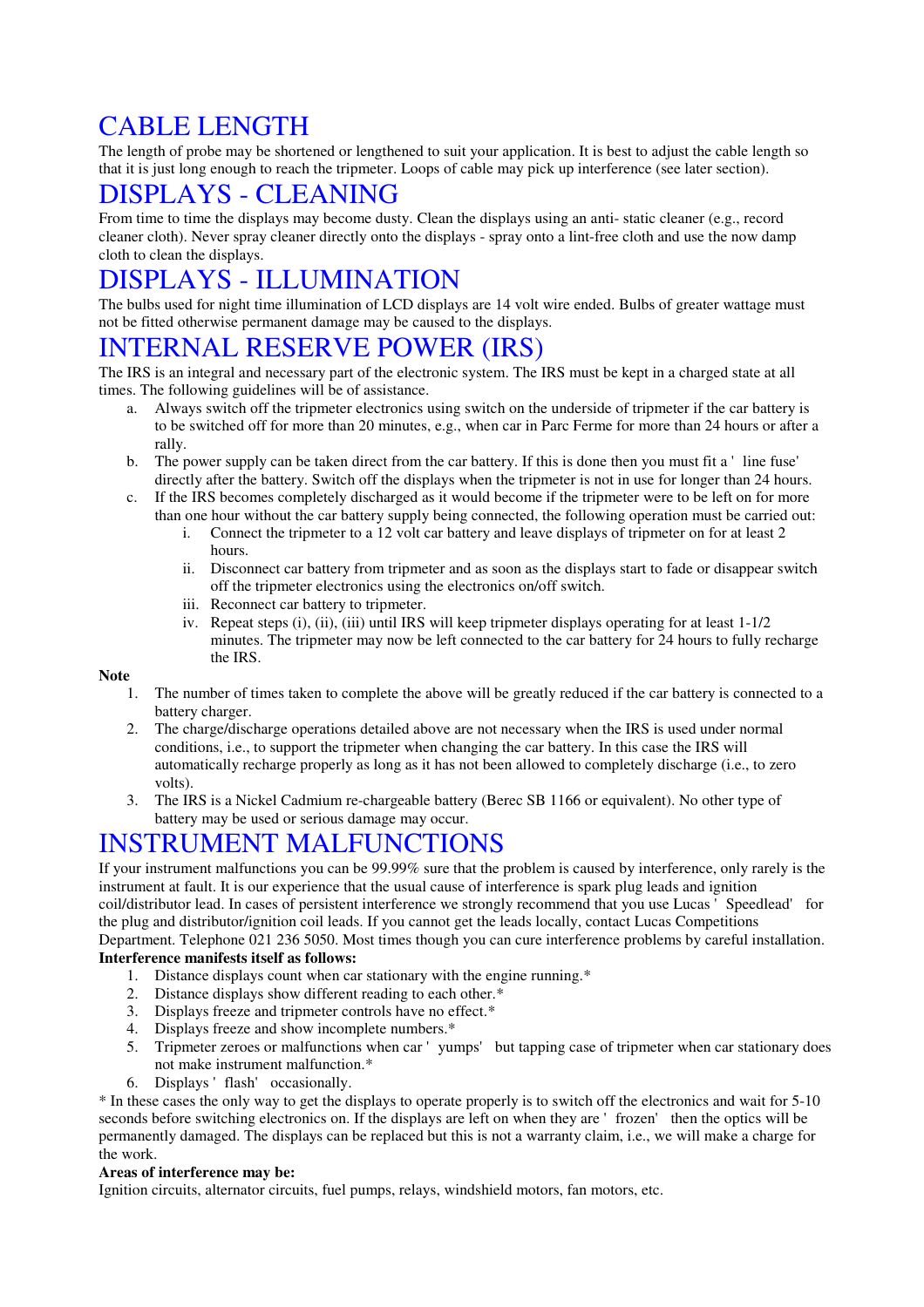# CABLE LENGTH

The length of probe may be shortened or lengthened to suit your application. It is best to adjust the cable length so that it is just long enough to reach the tripmeter. Loops of cable may pick up interference (see later section).

# DISPLAYS - CLEANING

From time to time the displays may become dusty. Clean the displays using an anti- static cleaner (e.g., record cleaner cloth). Never spray cleaner directly onto the displays - spray onto a lint-free cloth and use the now damp cloth to clean the displays.

# DISPLAYS - ILLUMINATION

The bulbs used for night time illumination of LCD displays are 14 volt wire ended. Bulbs of greater wattage must not be fitted otherwise permanent damage may be caused to the displays.

# INTERNAL RESERVE POWER (IRS)

The IRS is an integral and necessary part of the electronic system. The IRS must be kept in a charged state at all times. The following guidelines will be of assistance.

a. Always switch off the tripmeter electronics using switch on the underside of tripmeter if the car battery is to be switched off for more than 20 minutes, e.g., when car in Parc Ferme for more than 24 hours or after a rally.
b. The power supply can be taken direct from the car battery. If this is done then you must fit a ' line fuse' directly after the battery. Switch off the displays when the tripmeter is not in use for longer than 24 hours.
c. If the IRS becomes completely discharged as it would become if the tripmeter were to be left on for more than one hour without the car battery supply being connected, the following operation must be carried out:
   i. Connect the tripmeter to a 12 volt car battery and leave displays of tripmeter on for at least 2 hours.
   ii. Disconnect car battery from tripmeter and as soon as the displays start to fade or disappear switch off the tripmeter electronics using the electronics on/off switch.
   iii. Reconnect car battery to tripmeter.
   iv. Repeat steps (i), (ii), (iii) until IRS will keep tripmeter displays operating for at least 1-1/2 minutes. The tripmeter may now be left connected to the car battery for 24 hours to fully recharge the IRS.

**Note**

1. The number of times taken to complete the above will be greatly reduced if the car battery is connected to a battery charger.
2. The charge/discharge operations detailed above are not necessary when the IRS is used under normal conditions, i.e., to support the tripmeter when changing the car battery. In this case the IRS will automatically recharge properly as long as it has not been allowed to completely discharge (i.e., to zero volts).
3. The IRS is a Nickel Cadmium re-chargeable battery (Berec SB 1166 or equivalent). No other type of battery may be used or serious damage may occur.

# INSTRUMENT MALFUNCTIONS

If your instrument malfunctions you can be 99.99% sure that the problem is caused by interference, only rarely is the instrument at fault. It is our experience that the usual cause of interference is spark plug leads and ignition coil/distributor lead. In cases of persistent interference we strongly recommend that you use Lucas ' Speedlead' for the plug and distributor/ignition coil leads. If you cannot get the leads locally, contact Lucas Competitions Department. Telephone 021 236 5050. Most times though you can cure interference problems by careful installation.

**Interference manifests itself as follows:**

1. Distance displays count when car stationary with the engine running.*
2. Distance displays show different reading to each other.*
3. Displays freeze and tripmeter controls have no effect.*
4. Displays freeze and show incomplete numbers.*
5. Tripmeter zeroes or malfunctions when car ' yumps' but tapping case of tripmeter when car stationary does not make instrument malfunction.*
6. Displays ' flash' occasionally.

* In these cases the only way to get the displays to operate properly is to switch off the electronics and wait for 5-10 seconds before switching electronics on. If the displays are left on when they are ' frozen' then the optics will be permanently damaged. The displays can be replaced but this is not a warranty claim, i.e., we will make a charge for the work.

**Areas of interference may be:**

Ignition circuits, alternator circuits, fuel pumps, relays, windshield motors, fan motors, etc.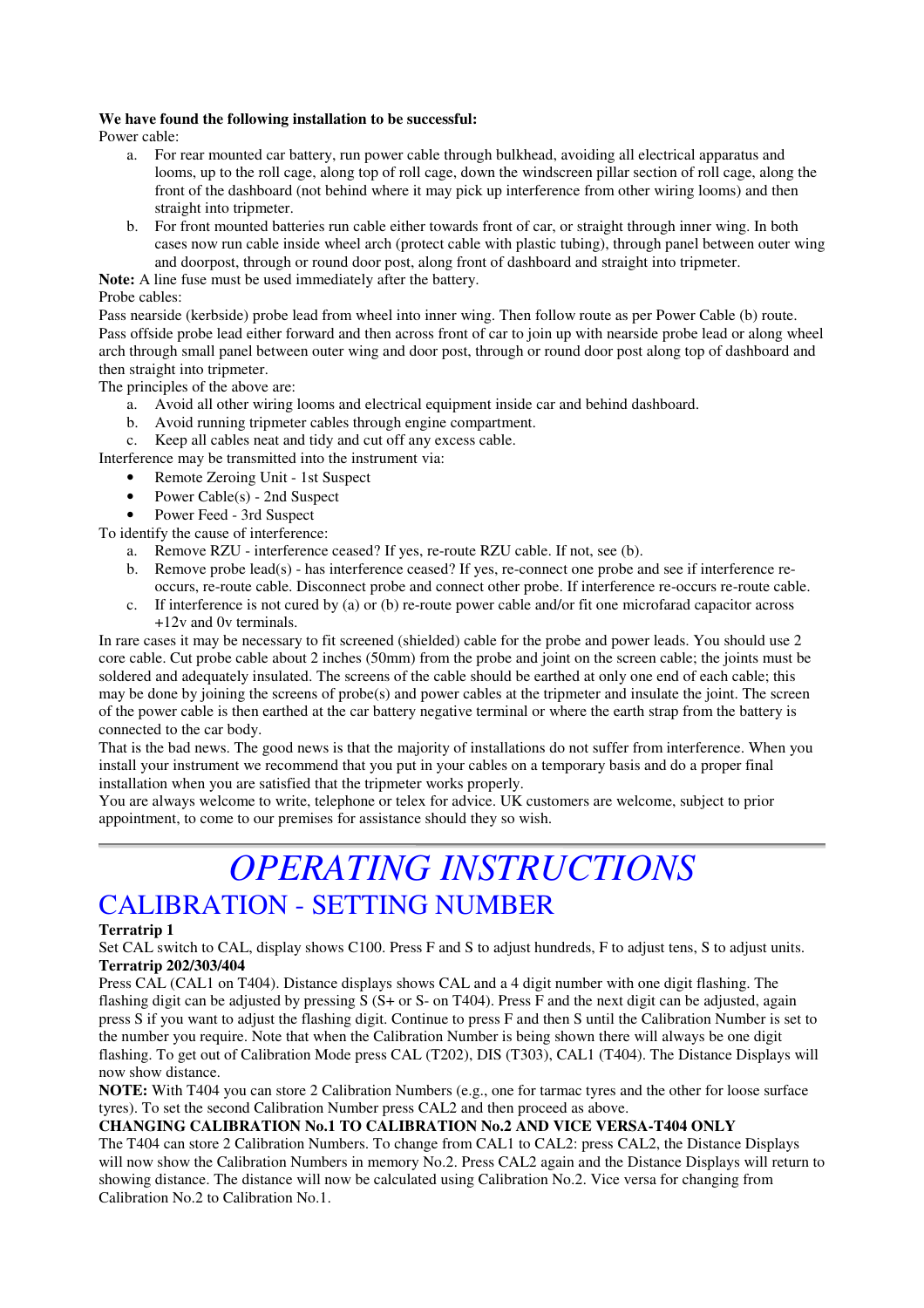**We have found the following installation to be successful:**

Power cable:

a. For rear mounted car battery, run power cable through bulkhead, avoiding all electrical apparatus and looms, up to the roll cage, along top of roll cage, down the windscreen pillar section of roll cage, along the front of the dashboard (not behind where it may pick up interference from other wiring looms) and then straight into tripmeter.
b. For front mounted batteries run cable either towards front of car, or straight through inner wing. In both cases now run cable inside wheel arch (protect cable with plastic tubing), through panel between outer wing and doorpost, through or round door post, along front of dashboard and straight into tripmeter.

**Note:** A line fuse must be used immediately after the battery.

Probe cables:

Pass nearside (kerbside) probe lead from wheel into inner wing. Then follow route as per Power Cable (b) route. Pass offside probe lead either forward and then across front of car to join up with nearside probe lead or along wheel arch through small panel between outer wing and door post, through or round door post along top of dashboard and then straight into tripmeter.

The principles of the above are:

a. Avoid all other wiring looms and electrical equipment inside car and behind dashboard.
b. Avoid running tripmeter cables through engine compartment.
c. Keep all cables neat and tidy and cut off any excess cable.

Interference may be transmitted into the instrument via:

- Remote Zeroing Unit - 1st Suspect
- Power Cable(s) - 2nd Suspect
- Power Feed - 3rd Suspect

To identify the cause of interference:

a. Remove RZU - interference ceased? If yes, re-route RZU cable. If not, see (b).
b. Remove probe lead(s) - has interference ceased? If yes, re-connect one probe and see if interference re-occurs, re-route cable. Disconnect probe and connect other probe. If interference re-occurs re-route cable.
c. If interference is not cured by (a) or (b) re-route power cable and/or fit one microfarad capacitor across +12v and 0v terminals.

In rare cases it may be necessary to fit screened (shielded) cable for the probe and power leads. You should use 2 core cable. Cut probe cable about 2 inches (50mm) from the probe and joint on the screen cable; the joints must be soldered and adequately insulated. The screens of the cable should be earthed at only one end of each cable; this may be done by joining the screens of probe(s) and power cables at the tripmeter and insulate the joint. The screen of the power cable is then earthed at the car battery negative terminal or where the earth strap from the battery is connected to the car body.

That is the bad news. The good news is that the majority of installations do not suffer from interference. When you install your instrument we recommend that you put in your cables on a temporary basis and do a proper final installation when you are satisfied that the tripmeter works properly.

You are always welcome to write, telephone or telex for advice. UK customers are welcome, subject to prior appointment, to come to our premises for assistance should they so wish.

---

# *OPERATING INSTRUCTIONS*

## CALIBRATION - SETTING NUMBER

**Terratrip 1**

Set CAL switch to CAL, display shows C100. Press F and S to adjust hundreds, F to adjust tens, S to adjust units.

**Terratrip 202/303/404**

Press CAL (CAL1 on T404). Distance displays shows CAL and a 4 digit number with one digit flashing. The flashing digit can be adjusted by pressing S (S+ or S- on T404). Press F and the next digit can be adjusted, again press S if you want to adjust the flashing digit. Continue to press F and then S until the Calibration Number is set to the number you require. Note that when the Calibration Number is being shown there will always be one digit flashing. To get out of Calibration Mode press CAL (T202), DIS (T303), CAL1 (T404). The Distance Displays will now show distance.

**NOTE:** With T404 you can store 2 Calibration Numbers (e.g., one for tarmac tyres and the other for loose surface tyres). To set the second Calibration Number press CAL2 and then proceed as above.

**CHANGING CALIBRATION No.1 TO CALIBRATION No.2 AND VICE VERSA-T404 ONLY**

The T404 can store 2 Calibration Numbers. To change from CAL1 to CAL2: press CAL2, the Distance Displays will now show the Calibration Numbers in memory No.2. Press CAL2 again and the Distance Displays will return to showing distance. The distance will now be calculated using Calibration No.2. Vice versa for changing from Calibration No.2 to Calibration No.1.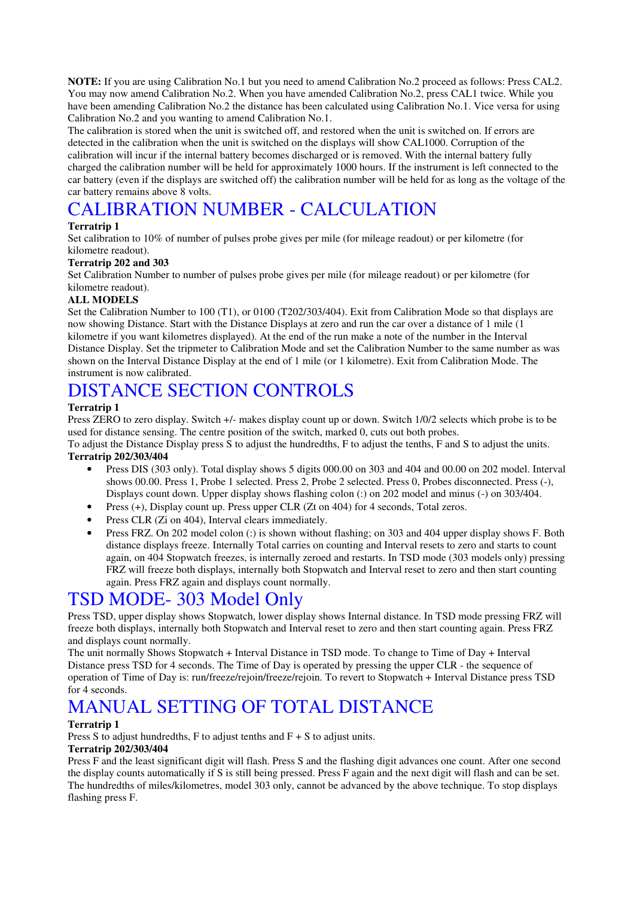**NOTE:** If you are using Calibration No.1 but you need to amend Calibration No.2 proceed as follows: Press CAL2. You may now amend Calibration No.2. When you have amended Calibration No.2, press CAL1 twice. While you have been amending Calibration No.2 the distance has been calculated using Calibration No.1. Vice versa for using Calibration No.2 and you wanting to amend Calibration No.1.

The calibration is stored when the unit is switched off, and restored when the unit is switched on. If errors are detected in the calibration when the unit is switched on the displays will show CAL1000. Corruption of the calibration will incur if the internal battery becomes discharged or is removed. With the internal battery fully charged the calibration number will be held for approximately 1000 hours. If the instrument is left connected to the car battery (even if the displays are switched off) the calibration number will be held for as long as the voltage of the car battery remains above 8 volts.

# CALIBRATION NUMBER - CALCULATION

**Terratrip 1**

Set calibration to 10% of number of pulses probe gives per mile (for mileage readout) or per kilometre (for kilometre readout).

**Terratrip 202 and 303**

Set Calibration Number to number of pulses probe gives per mile (for mileage readout) or per kilometre (for kilometre readout).

**ALL MODELS**

Set the Calibration Number to 100 (T1), or 0100 (T202/303/404). Exit from Calibration Mode so that displays are now showing Distance. Start with the Distance Displays at zero and run the car over a distance of 1 mile (1 kilometre if you want kilometres displayed). At the end of the run make a note of the number in the Interval Distance Display. Set the tripmeter to Calibration Mode and set the Calibration Number to the same number as was shown on the Interval Distance Display at the end of 1 mile (or 1 kilometre). Exit from Calibration Mode. The instrument is now calibrated.

# DISTANCE SECTION CONTROLS

**Terratrip 1**

Press ZERO to zero display. Switch +/- makes display count up or down. Switch 1/0/2 selects which probe is to be used for distance sensing. The centre position of the switch, marked 0, cuts out both probes.

To adjust the Distance Display press S to adjust the hundredths, F to adjust the tenths, F and S to adjust the units.

**Terratrip 202/303/404**

- Press DIS (303 only). Total display shows 5 digits 000.00 on 303 and 404 and 00.00 on 202 model. Interval shows 00.00. Press 1, Probe 1 selected. Press 2, Probe 2 selected. Press 0, Probes disconnected. Press (-), Displays count down. Upper display shows flashing colon (:) on 202 model and minus (-) on 303/404.
- Press (+), Display count up. Press upper CLR (Zt on 404) for 4 seconds, Total zeros.
- Press CLR (Zi on 404), Interval clears immediately.
- Press FRZ. On 202 model colon (:) is shown without flashing; on 303 and 404 upper display shows F. Both distance displays freeze. Internally Total carries on counting and Interval resets to zero and starts to count again, on 404 Stopwatch freezes, is internally zeroed and restarts. In TSD mode (303 models only) pressing FRZ will freeze both displays, internally both Stopwatch and Interval reset to zero and then start counting again. Press FRZ again and displays count normally.

# TSD MODE- 303 Model Only

Press TSD, upper display shows Stopwatch, lower display shows Internal distance. In TSD mode pressing FRZ will freeze both displays, internally both Stopwatch and Interval reset to zero and then start counting again. Press FRZ and displays count normally.

The unit normally Shows Stopwatch + Interval Distance in TSD mode. To change to Time of Day + Interval Distance press TSD for 4 seconds. The Time of Day is operated by pressing the upper CLR - the sequence of operation of Time of Day is: run/freeze/rejoin/freeze/rejoin. To revert to Stopwatch + Interval Distance press TSD for 4 seconds.

# MANUAL SETTING OF TOTAL DISTANCE

**Terratrip 1**

Press S to adjust hundredths, F to adjust tenths and F + S to adjust units.

**Terratrip 202/303/404**

Press F and the least significant digit will flash. Press S and the flashing digit advances one count. After one second the display counts automatically if S is still being pressed. Press F again and the next digit will flash and can be set. The hundredths of miles/kilometres, model 303 only, cannot be advanced by the above technique. To stop displays flashing press F.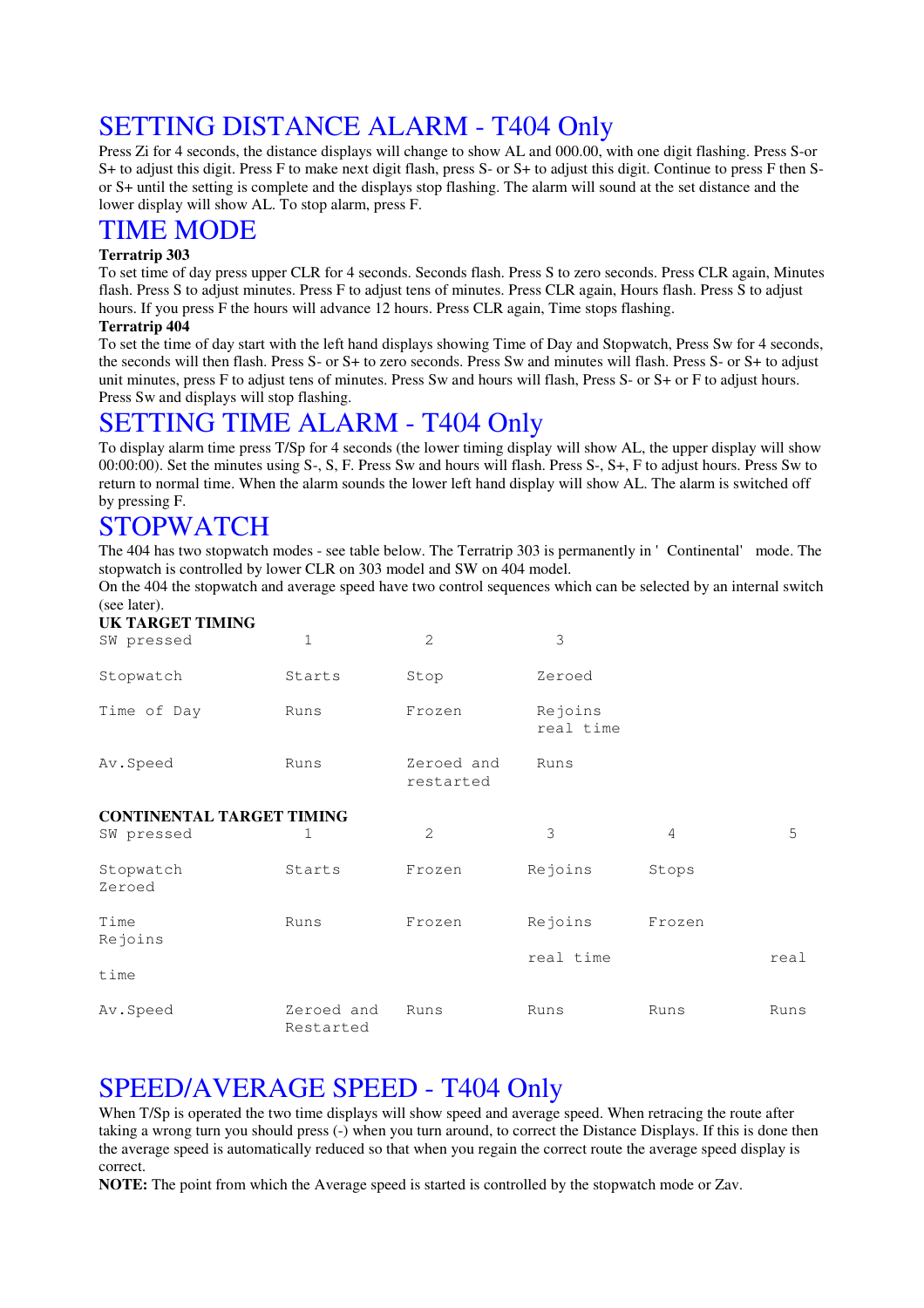# SETTING DISTANCE ALARM - T404 Only

Press Zi for 4 seconds, the distance displays will change to show AL and 000.00, with one digit flashing. Press S-or S+ to adjust this digit. Press F to make next digit flash, press S- or S+ to adjust this digit. Continue to press F then S- or S+ until the setting is complete and the displays stop flashing. The alarm will sound at the set distance and the lower display will show AL. To stop alarm, press F.

# TIME MODE

**Terratrip 303**

To set time of day press upper CLR for 4 seconds. Seconds flash. Press S to zero seconds. Press CLR again, Minutes flash. Press S to adjust minutes. Press F to adjust tens of minutes. Press CLR again, Hours flash. Press S to adjust hours. If you press F the hours will advance 12 hours. Press CLR again, Time stops flashing.

**Terratrip 404**

To set the time of day start with the left hand displays showing Time of Day and Stopwatch, Press Sw for 4 seconds, the seconds will then flash. Press S- or S+ to zero seconds. Press Sw and minutes will flash. Press S- or S+ to adjust unit minutes, press F to adjust tens of minutes. Press Sw and hours will flash, Press S- or S+ or F to adjust hours. Press Sw and displays will stop flashing.

# SETTING TIME ALARM - T404 Only

To display alarm time press T/Sp for 4 seconds (the lower timing display will show AL, the upper display will show 00:00:00). Set the minutes using S-, S, F. Press Sw and hours will flash. Press S-, S+, F to adjust hours. Press Sw to return to normal time. When the alarm sounds the lower left hand display will show AL. The alarm is switched off by pressing F.

# STOPWATCH

The 404 has two stopwatch modes - see table below. The Terratrip 303 is permanently in ' Continental' mode. The stopwatch is controlled by lower CLR on 303 model and SW on 404 model.

On the 404 the stopwatch and average speed have two control sequences which can be selected by an internal switch (see later).

**UK TARGET TIMING**

| SW pressed | 1 | 2 | 3 |
|---|---|---|---|
| Stopwatch | Starts | Stop | Zeroed |
| Time of Day | Runs | Frozen | Rejoins real time |
| Av.Speed | Runs | Zeroed and restarted | Runs |

**CONTINENTAL TARGET TIMING**

| SW pressed | 1 | 2 | 3 | 4 | 5 |
|---|---|---|---|---|---|
| Stopwatch Zeroed | Starts | Frozen | Rejoins | Stops | |
| Time Rejoins | Runs | Frozen | Rejoins | Frozen | |
| time | | | real time | | real |
| Av.Speed | Zeroed and Restarted | Runs | Runs | Runs | Runs |

# SPEED/AVERAGE SPEED - T404 Only

When T/Sp is operated the two time displays will show speed and average speed. When retracing the route after taking a wrong turn you should press (-) when you turn around, to correct the Distance Displays. If this is done then the average speed is automatically reduced so that when you regain the correct route the average speed display is correct.

**NOTE:** The point from which the Average speed is started is controlled by the stopwatch mode or Zav.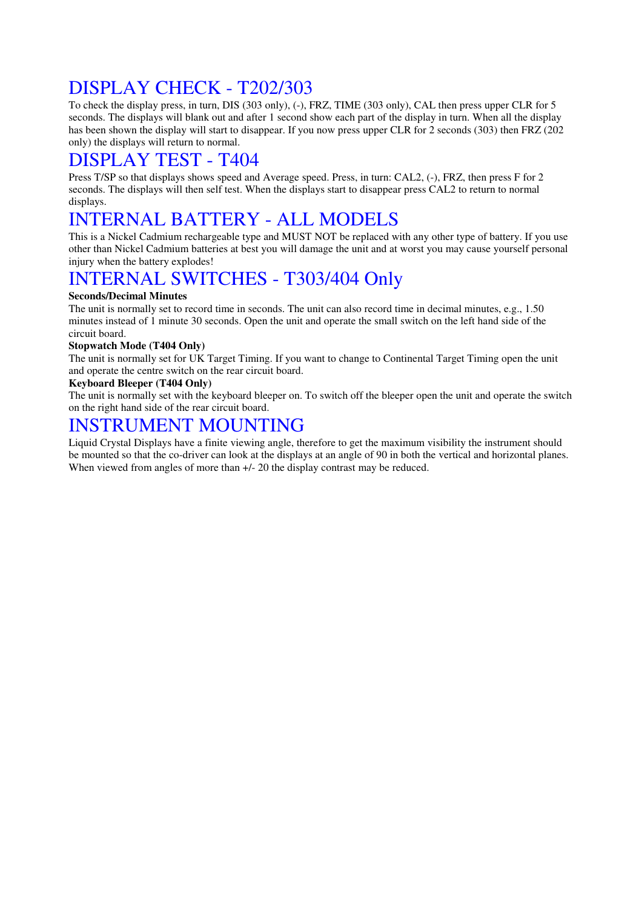# DISPLAY CHECK - T202/303

To check the display press, in turn, DIS (303 only), (-), FRZ, TIME (303 only), CAL then press upper CLR for 5 seconds. The displays will blank out and after 1 second show each part of the display in turn. When all the display has been shown the display will start to disappear. If you now press upper CLR for 2 seconds (303) then FRZ (202 only) the displays will return to normal.

# DISPLAY TEST - T404

Press T/SP so that displays shows speed and Average speed. Press, in turn: CAL2, (-), FRZ, then press F for 2 seconds. The displays will then self test. When the displays start to disappear press CAL2 to return to normal displays.

# INTERNAL BATTERY - ALL MODELS

This is a Nickel Cadmium rechargeable type and MUST NOT be replaced with any other type of battery. If you use other than Nickel Cadmium batteries at best you will damage the unit and at worst you may cause yourself personal injury when the battery explodes!

# INTERNAL SWITCHES - T303/404 Only

**Seconds/Decimal Minutes**

The unit is normally set to record time in seconds. The unit can also record time in decimal minutes, e.g., 1.50 minutes instead of 1 minute 30 seconds. Open the unit and operate the small switch on the left hand side of the circuit board.

**Stopwatch Mode (T404 Only)**

The unit is normally set for UK Target Timing. If you want to change to Continental Target Timing open the unit and operate the centre switch on the rear circuit board.

**Keyboard Bleeper (T404 Only)**

The unit is normally set with the keyboard bleeper on. To switch off the bleeper open the unit and operate the switch on the right hand side of the rear circuit board.

# INSTRUMENT MOUNTING

Liquid Crystal Displays have a finite viewing angle, therefore to get the maximum visibility the instrument should be mounted so that the co-driver can look at the displays at an angle of 90 in both the vertical and horizontal planes. When viewed from angles of more than +/- 20 the display contrast may be reduced.